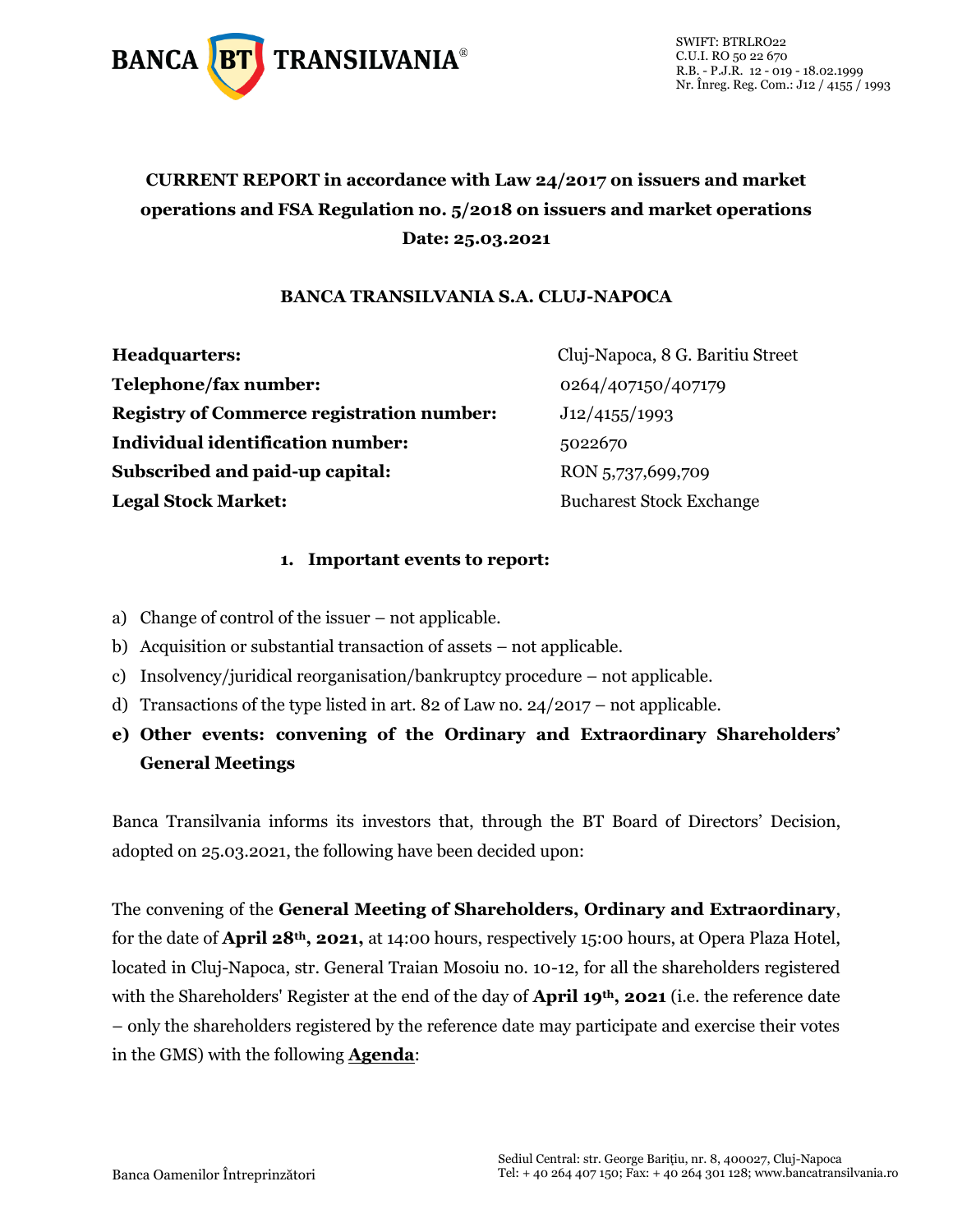SWIFT: BTRLRO22
C.U.I. RO 50 22 670
R.B. - P.J.R. 12 - 019 - 18.02.1999
Nr. Înreg. Reg. Com.: J12 / 4155 / 1993

**CURRENT REPORT in accordance with Law 24/2017 on issuers and market operations and FSA Regulation no. 5/2018 on issuers and market operations**
**Date: 25.03.2021**

**BANCA TRANSILVANIA S.A. CLUJ-NAPOCA**

| | |
|---|---|
| **Headquarters:** | Cluj-Napoca, 8 G. Baritiu Street |
| **Telephone/fax number:** | 0264/407150/407179 |
| **Registry of Commerce registration number:** | J12/4155/1993 |
| **Individual identification number:** | 5022670 |
| **Subscribed and paid-up capital:** | RON 5,737,699,709 |
| **Legal Stock Market:** | Bucharest Stock Exchange |

1. **Important events to report:**

a) Change of control of the issuer – not applicable.
b) Acquisition or substantial transaction of assets – not applicable.
c) Insolvency/juridical reorganisation/bankruptcy procedure – not applicable.
d) Transactions of the type listed in art. 82 of Law no. 24/2017 – not applicable.
e) **Other events: convening of the Ordinary and Extraordinary Shareholders' General Meetings**

Banca Transilvania informs its investors that, through the BT Board of Directors' Decision, adopted on 25.03.2021, the following have been decided upon:

The convening of the **General Meeting of Shareholders, Ordinary and Extraordinary**, for the date of **April 28th, 2021,** at 14:00 hours, respectively 15:00 hours, at Opera Plaza Hotel, located in Cluj-Napoca, str. General Traian Mosoiu no. 10-12, for all the shareholders registered with the Shareholders' Register at the end of the day of **April 19th, 2021** (i.e. the reference date – only the shareholders registered by the reference date may participate and exercise their votes in the GMS) with the following **Agenda**: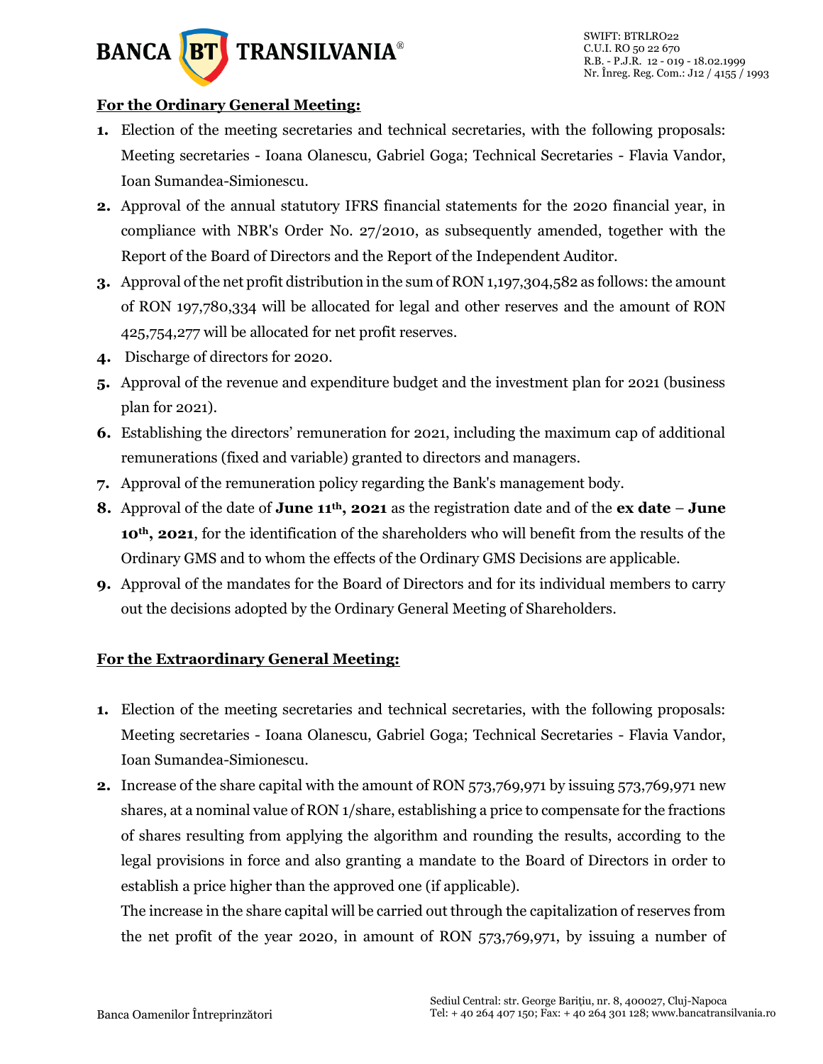**For the Ordinary General Meeting:**

1. Election of the meeting secretaries and technical secretaries, with the following proposals: Meeting secretaries - Ioana Olanescu, Gabriel Goga; Technical Secretaries - Flavia Vandor, Ioan Sumandea-Simionescu.
2. Approval of the annual statutory IFRS financial statements for the 2020 financial year, in compliance with NBR's Order No. 27/2010, as subsequently amended, together with the Report of the Board of Directors and the Report of the Independent Auditor.
3. Approval of the net profit distribution in the sum of RON 1,197,304,582 as follows: the amount of RON 197,780,334 will be allocated for legal and other reserves and the amount of RON 425,754,277 will be allocated for net profit reserves.
4. Discharge of directors for 2020.
5. Approval of the revenue and expenditure budget and the investment plan for 2021 (business plan for 2021).
6. Establishing the directors' remuneration for 2021, including the maximum cap of additional remunerations (fixed and variable) granted to directors and managers.
7. Approval of the remuneration policy regarding the Bank's management body.
8. Approval of the date of **June 11th, 2021** as the registration date and of the **ex date** – **June 10th, 2021**, for the identification of the shareholders who will benefit from the results of the Ordinary GMS and to whom the effects of the Ordinary GMS Decisions are applicable.
9. Approval of the mandates for the Board of Directors and for its individual members to carry out the decisions adopted by the Ordinary General Meeting of Shareholders.

**For the Extraordinary General Meeting:**

1. Election of the meeting secretaries and technical secretaries, with the following proposals: Meeting secretaries - Ioana Olanescu, Gabriel Goga; Technical Secretaries - Flavia Vandor, Ioan Sumandea-Simionescu.
2. Increase of the share capital with the amount of RON 573,769,971 by issuing 573,769,971 new shares, at a nominal value of RON 1/share, establishing a price to compensate for the fractions of shares resulting from applying the algorithm and rounding the results, according to the legal provisions in force and also granting a mandate to the Board of Directors in order to establish a price higher than the approved one (if applicable).

   The increase in the share capital will be carried out through the capitalization of reserves from the net profit of the year 2020, in amount of RON 573,769,971, by issuing a number of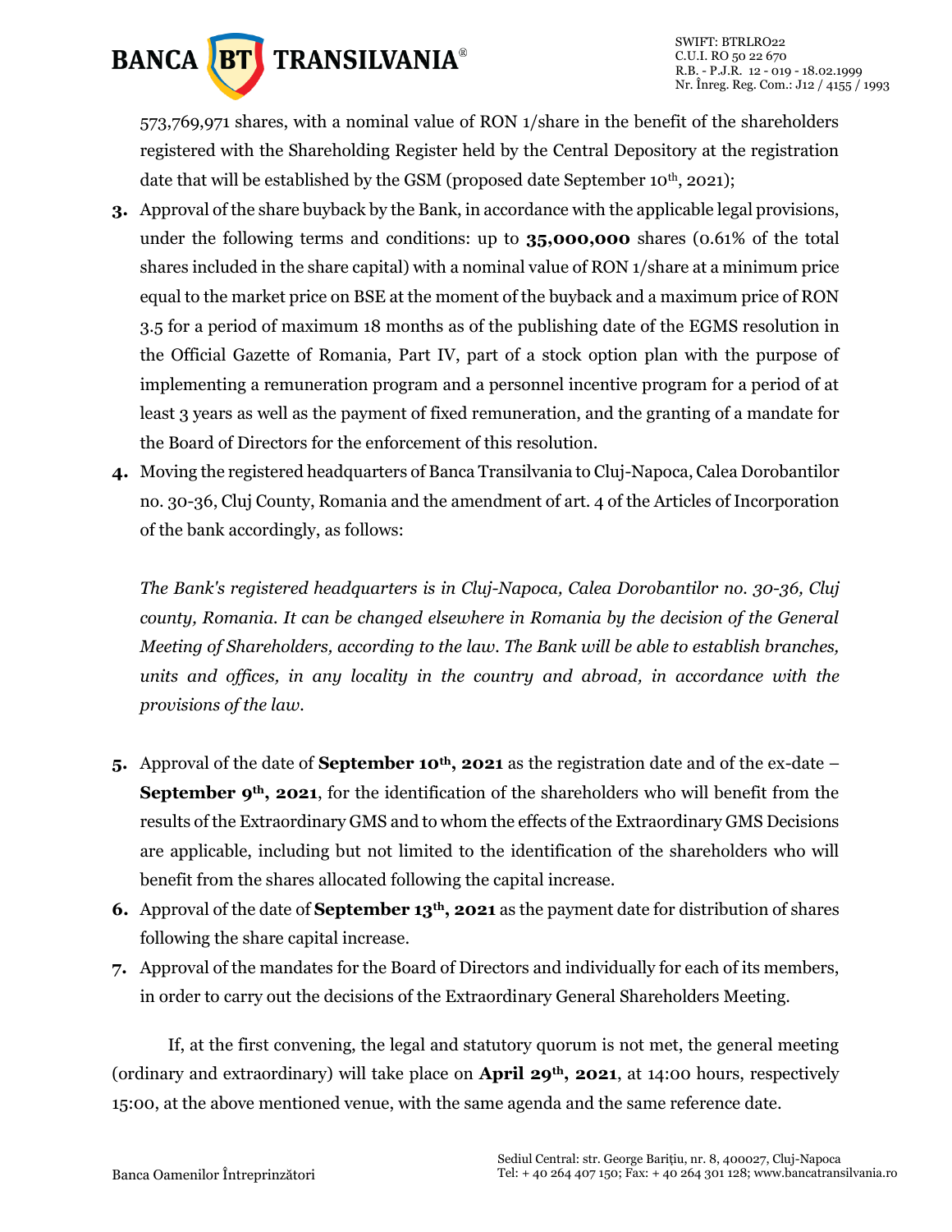573,769,971 shares, with a nominal value of RON 1/share in the benefit of the shareholders registered with the Shareholding Register held by the Central Depository at the registration date that will be established by the GSM (proposed date September 10th, 2021);

3. Approval of the share buyback by the Bank, in accordance with the applicable legal provisions, under the following terms and conditions: up to **35,000,000** shares (0.61% of the total shares included in the share capital) with a nominal value of RON 1/share at a minimum price equal to the market price on BSE at the moment of the buyback and a maximum price of RON 3.5 for a period of maximum 18 months as of the publishing date of the EGMS resolution in the Official Gazette of Romania, Part IV, part of a stock option plan with the purpose of implementing a remuneration program and a personnel incentive program for a period of at least 3 years as well as the payment of fixed remuneration, and the granting of a mandate for the Board of Directors for the enforcement of this resolution.
4. Moving the registered headquarters of Banca Transilvania to Cluj-Napoca, Calea Dorobantilor no. 30-36, Cluj County, Romania and the amendment of art. 4 of the Articles of Incorporation of the bank accordingly, as follows:

   *The Bank's registered headquarters is in Cluj-Napoca, Calea Dorobantilor no. 30-36, Cluj county, Romania. It can be changed elsewhere in Romania by the decision of the General Meeting of Shareholders, according to the law. The Bank will be able to establish branches, units and offices, in any locality in the country and abroad, in accordance with the provisions of the law.*

5. Approval of the date of **September 10th, 2021** as the registration date and of the ex-date – **September 9th, 2021**, for the identification of the shareholders who will benefit from the results of the Extraordinary GMS and to whom the effects of the Extraordinary GMS Decisions are applicable, including but not limited to the identification of the shareholders who will benefit from the shares allocated following the capital increase.
6. Approval of the date of **September 13th, 2021** as the payment date for distribution of shares following the share capital increase.
7. Approval of the mandates for the Board of Directors and individually for each of its members, in order to carry out the decisions of the Extraordinary General Shareholders Meeting.

If, at the first convening, the legal and statutory quorum is not met, the general meeting (ordinary and extraordinary) will take place on **April 29th, 2021**, at 14:00 hours, respectively 15:00, at the above mentioned venue, with the same agenda and the same reference date.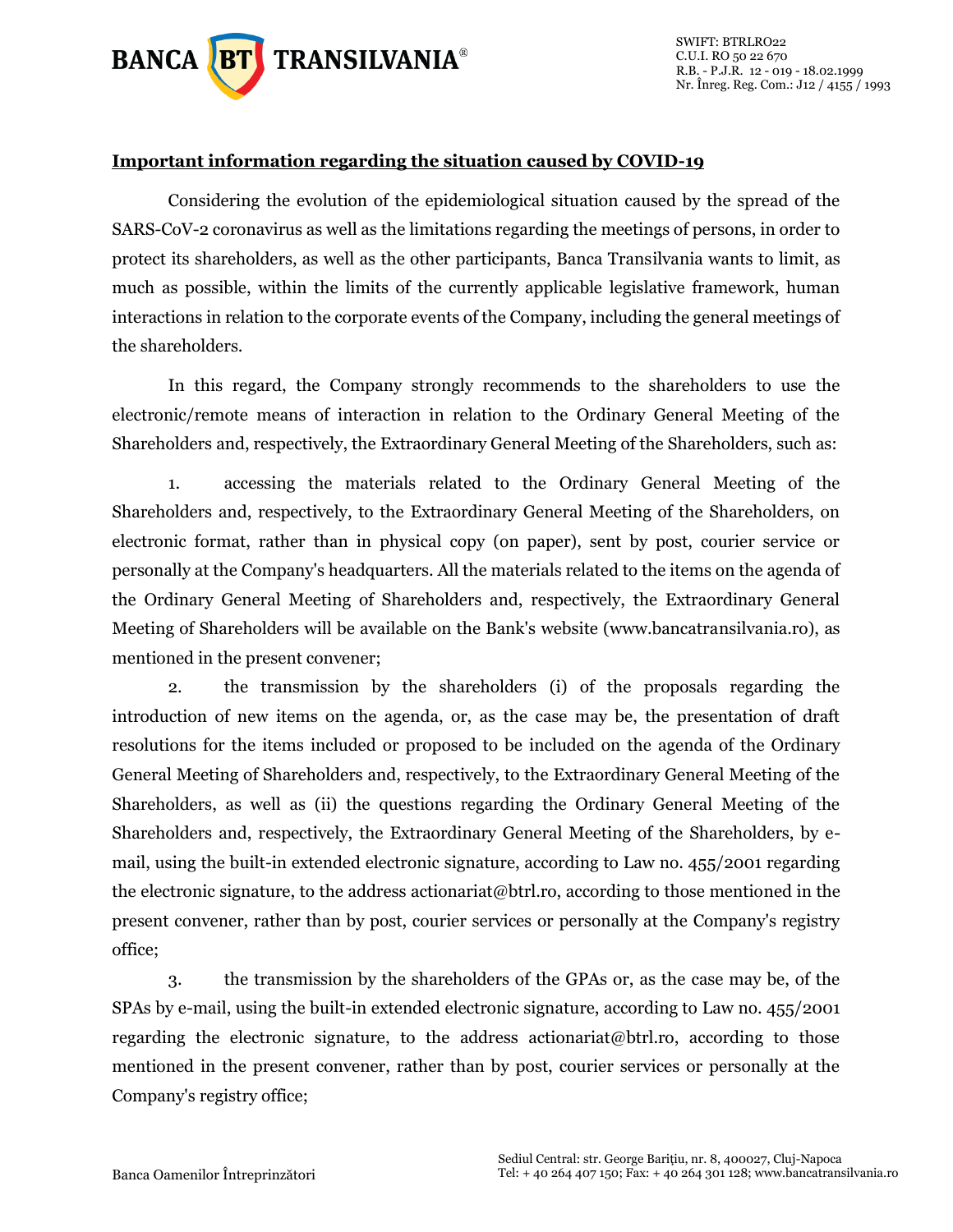**Important information regarding the situation caused by COVID-19**

Considering the evolution of the epidemiological situation caused by the spread of the SARS-CoV-2 coronavirus as well as the limitations regarding the meetings of persons, in order to protect its shareholders, as well as the other participants, Banca Transilvania wants to limit, as much as possible, within the limits of the currently applicable legislative framework, human interactions in relation to the corporate events of the Company, including the general meetings of the shareholders.

In this regard, the Company strongly recommends to the shareholders to use the electronic/remote means of interaction in relation to the Ordinary General Meeting of the Shareholders and, respectively, the Extraordinary General Meeting of the Shareholders, such as:

1. accessing the materials related to the Ordinary General Meeting of the Shareholders and, respectively, to the Extraordinary General Meeting of the Shareholders, on electronic format, rather than in physical copy (on paper), sent by post, courier service or personally at the Company's headquarters. All the materials related to the items on the agenda of the Ordinary General Meeting of Shareholders and, respectively, the Extraordinary General Meeting of Shareholders will be available on the Bank's website (www.bancatransilvania.ro), as mentioned in the present convener;

2. the transmission by the shareholders (i) of the proposals regarding the introduction of new items on the agenda, or, as the case may be, the presentation of draft resolutions for the items included or proposed to be included on the agenda of the Ordinary General Meeting of Shareholders and, respectively, to the Extraordinary General Meeting of the Shareholders, as well as (ii) the questions regarding the Ordinary General Meeting of the Shareholders and, respectively, the Extraordinary General Meeting of the Shareholders, by e-mail, using the built-in extended electronic signature, according to Law no. 455/2001 regarding the electronic signature, to the address actionariat@btrl.ro, according to those mentioned in the present convener, rather than by post, courier services or personally at the Company's registry office;

3. the transmission by the shareholders of the GPAs or, as the case may be, of the SPAs by e-mail, using the built-in extended electronic signature, according to Law no. 455/2001 regarding the electronic signature, to the address actionariat@btrl.ro, according to those mentioned in the present convener, rather than by post, courier services or personally at the Company's registry office;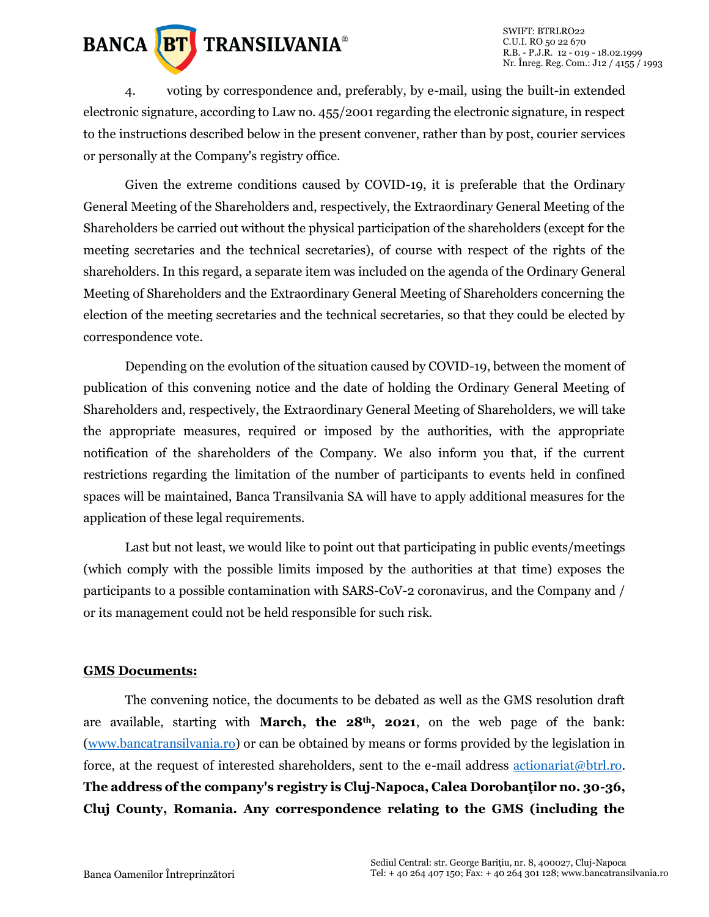4. voting by correspondence and, preferably, by e-mail, using the built-in extended electronic signature, according to Law no. 455/2001 regarding the electronic signature, in respect to the instructions described below in the present convener, rather than by post, courier services or personally at the Company's registry office.

Given the extreme conditions caused by COVID-19, it is preferable that the Ordinary General Meeting of the Shareholders and, respectively, the Extraordinary General Meeting of the Shareholders be carried out without the physical participation of the shareholders (except for the meeting secretaries and the technical secretaries), of course with respect of the rights of the shareholders. In this regard, a separate item was included on the agenda of the Ordinary General Meeting of Shareholders and the Extraordinary General Meeting of Shareholders concerning the election of the meeting secretaries and the technical secretaries, so that they could be elected by correspondence vote.

Depending on the evolution of the situation caused by COVID-19, between the moment of publication of this convening notice and the date of holding the Ordinary General Meeting of Shareholders and, respectively, the Extraordinary General Meeting of Shareholders, we will take the appropriate measures, required or imposed by the authorities, with the appropriate notification of the shareholders of the Company. We also inform you that, if the current restrictions regarding the limitation of the number of participants to events held in confined spaces will be maintained, Banca Transilvania SA will have to apply additional measures for the application of these legal requirements.

Last but not least, we would like to point out that participating in public events/meetings (which comply with the possible limits imposed by the authorities at that time) exposes the participants to a possible contamination with SARS-CoV-2 coronavirus, and the Company and / or its management could not be held responsible for such risk.

**GMS Documents:**

The convening notice, the documents to be debated as well as the GMS resolution draft are available, starting with **March, the 28th, 2021**, on the web page of the bank: (www.bancatransilvania.ro) or can be obtained by means or forms provided by the legislation in force, at the request of interested shareholders, sent to the e-mail address actionariat@btrl.ro. **The address of the company's registry is Cluj-Napoca, Calea Dorobanţilor no. 30-36, Cluj County, Romania. Any correspondence relating to the GMS (including the**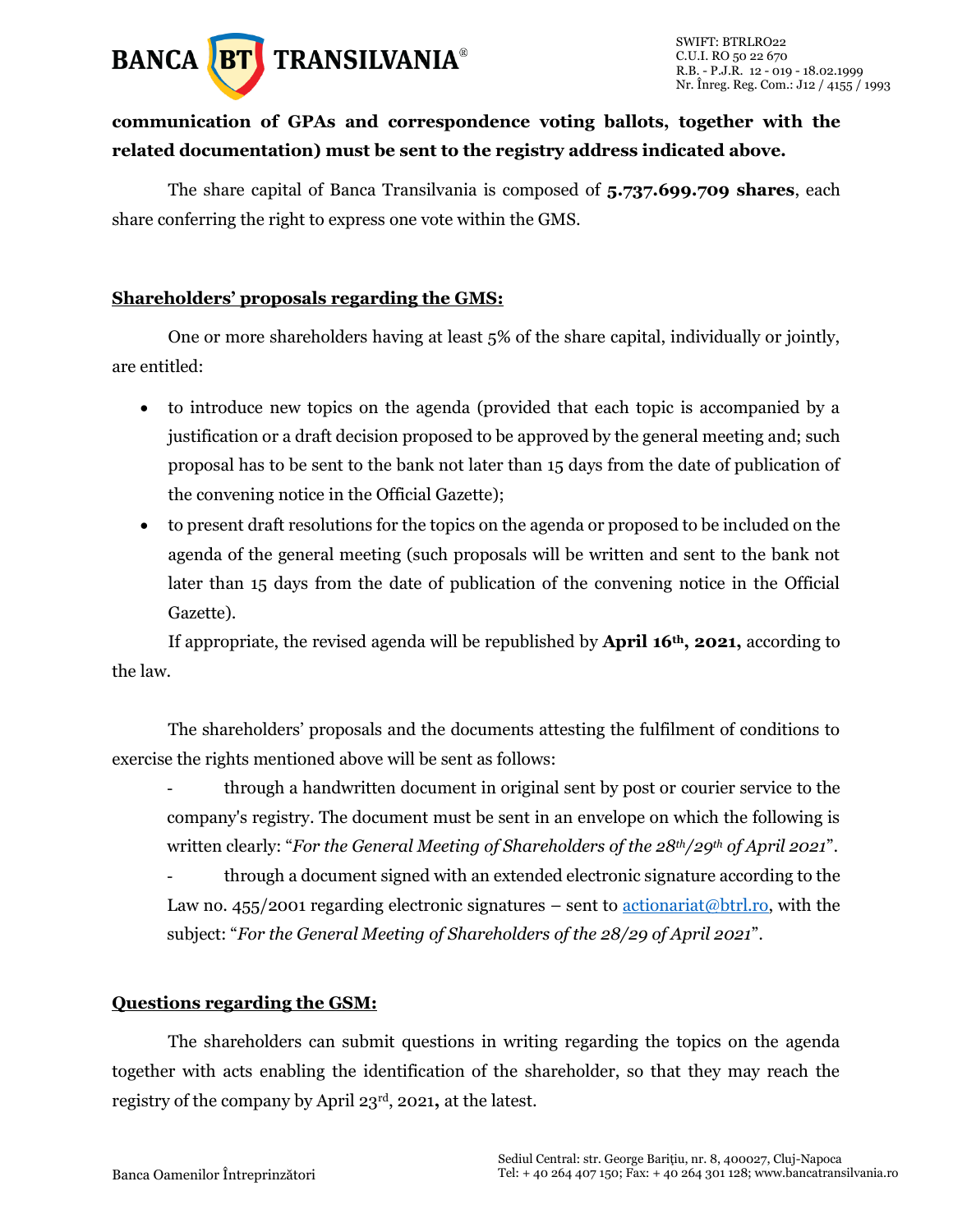**communication of GPAs and correspondence voting ballots, together with the related documentation) must be sent to the registry address indicated above.**

The share capital of Banca Transilvania is composed of **5.737.699.709 shares**, each share conferring the right to express one vote within the GMS.

**Shareholders' proposals regarding the GMS:**

One or more shareholders having at least 5% of the share capital, individually or jointly, are entitled:

- to introduce new topics on the agenda (provided that each topic is accompanied by a justification or a draft decision proposed to be approved by the general meeting and; such proposal has to be sent to the bank not later than 15 days from the date of publication of the convening notice in the Official Gazette);
- to present draft resolutions for the topics on the agenda or proposed to be included on the agenda of the general meeting (such proposals will be written and sent to the bank not later than 15 days from the date of publication of the convening notice in the Official Gazette).

If appropriate, the revised agenda will be republished by **April 16th, 2021,** according to the law.

The shareholders' proposals and the documents attesting the fulfilment of conditions to exercise the rights mentioned above will be sent as follows:

- through a handwritten document in original sent by post or courier service to the company's registry. The document must be sent in an envelope on which the following is written clearly: "*For the General Meeting of Shareholders of the 28th/29th of April 2021*".
- through a document signed with an extended electronic signature according to the Law no. 455/2001 regarding electronic signatures – sent to actionariat@btrl.ro, with the subject: "*For the General Meeting of Shareholders of the 28/29 of April 2021*".

**Questions regarding the GSM:**

The shareholders can submit questions in writing regarding the topics on the agenda together with acts enabling the identification of the shareholder, so that they may reach the registry of the company by April 23rd, 2021, at the latest.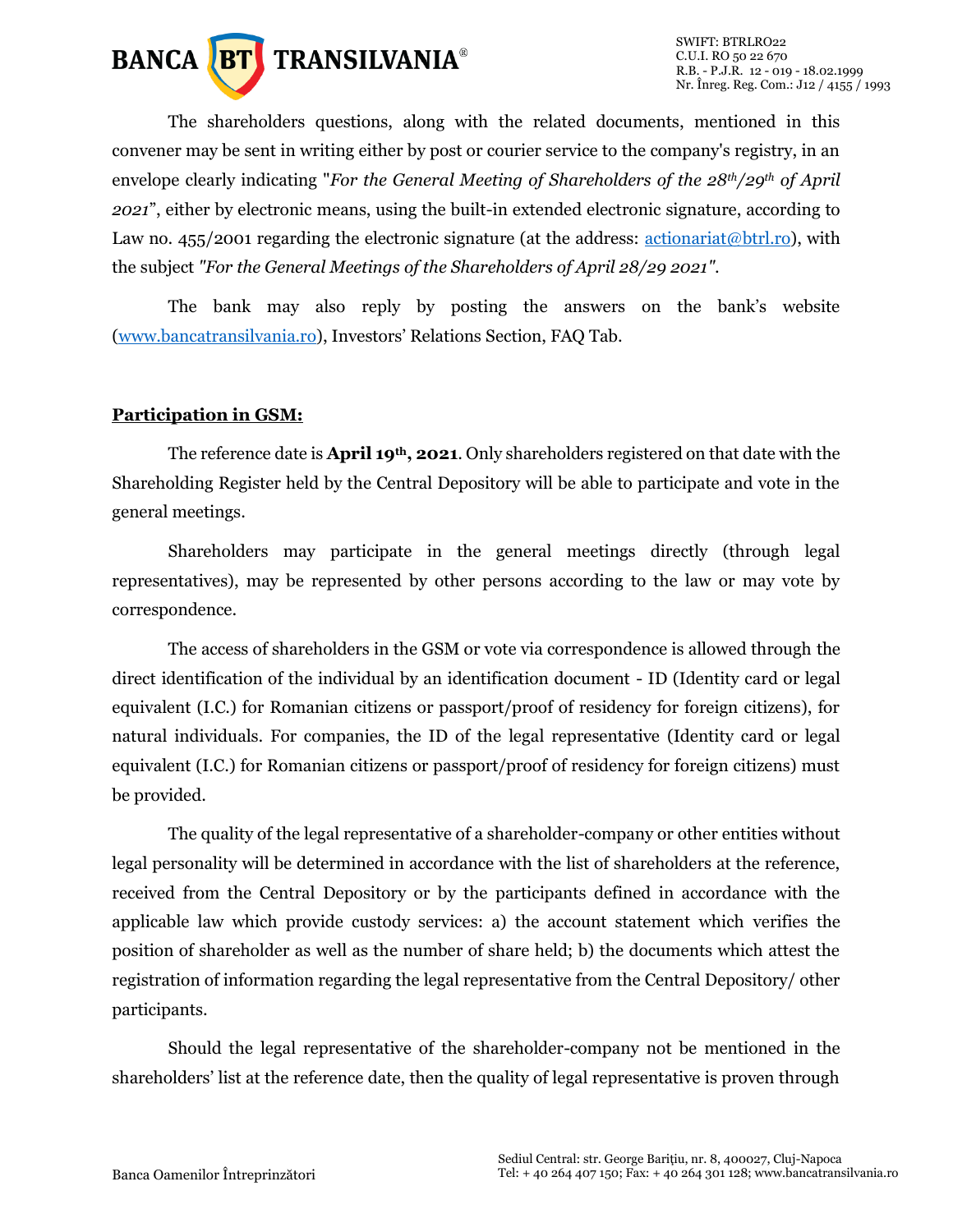The shareholders questions, along with the related documents, mentioned in this convener may be sent in writing either by post or courier service to the company's registry, in an envelope clearly indicating "*For the General Meeting of Shareholders of the 28th/29th of April 2021*", either by electronic means, using the built-in extended electronic signature, according to Law no. 455/2001 regarding the electronic signature (at the address: actionariat@btrl.ro), with the subject *"For the General Meetings of the Shareholders of April 28/29 2021"*.

The bank may also reply by posting the answers on the bank's website (www.bancatransilvania.ro), Investors' Relations Section, FAQ Tab.

**Participation in GSM:**

The reference date is **April 19th, 2021**. Only shareholders registered on that date with the Shareholding Register held by the Central Depository will be able to participate and vote in the general meetings.

Shareholders may participate in the general meetings directly (through legal representatives), may be represented by other persons according to the law or may vote by correspondence.

The access of shareholders in the GSM or vote via correspondence is allowed through the direct identification of the individual by an identification document - ID (Identity card or legal equivalent (I.C.) for Romanian citizens or passport/proof of residency for foreign citizens), for natural individuals. For companies, the ID of the legal representative (Identity card or legal equivalent (I.C.) for Romanian citizens or passport/proof of residency for foreign citizens) must be provided.

The quality of the legal representative of a shareholder-company or other entities without legal personality will be determined in accordance with the list of shareholders at the reference, received from the Central Depository or by the participants defined in accordance with the applicable law which provide custody services: a) the account statement which verifies the position of shareholder as well as the number of share held; b) the documents which attest the registration of information regarding the legal representative from the Central Depository/ other participants.

Should the legal representative of the shareholder-company not be mentioned in the shareholders' list at the reference date, then the quality of legal representative is proven through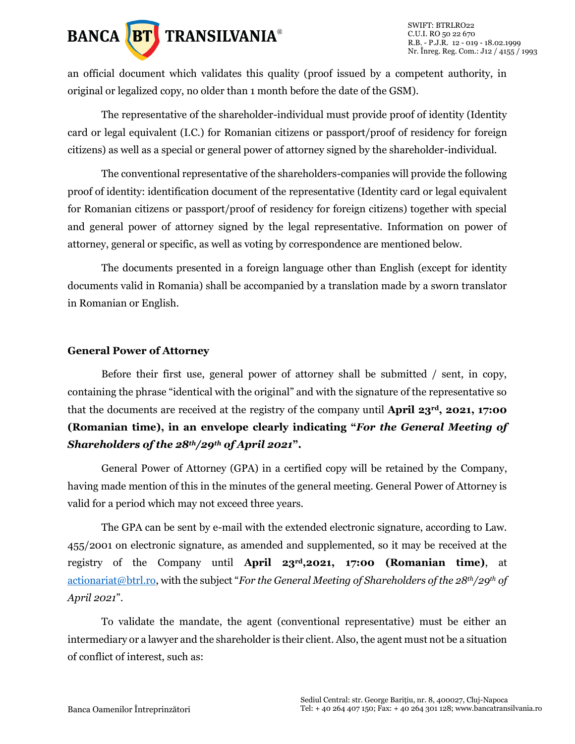an official document which validates this quality (proof issued by a competent authority, in original or legalized copy, no older than 1 month before the date of the GSM).

The representative of the shareholder-individual must provide proof of identity (Identity card or legal equivalent (I.C.) for Romanian citizens or passport/proof of residency for foreign citizens) as well as a special or general power of attorney signed by the shareholder-individual.

The conventional representative of the shareholders-companies will provide the following proof of identity: identification document of the representative (Identity card or legal equivalent for Romanian citizens or passport/proof of residency for foreign citizens) together with special and general power of attorney signed by the legal representative. Information on power of attorney, general or specific, as well as voting by correspondence are mentioned below.

The documents presented in a foreign language other than English (except for identity documents valid in Romania) shall be accompanied by a translation made by a sworn translator in Romanian or English.

**General Power of Attorney**

Before their first use, general power of attorney shall be submitted / sent, in copy, containing the phrase "identical with the original" and with the signature of the representative so that the documents are received at the registry of the company until **April 23rd, 2021, 17:00 (Romanian time), in an envelope clearly indicating "*For the General Meeting of Shareholders of the 28th/29th of April 2021*".**

General Power of Attorney (GPA) in a certified copy will be retained by the Company, having made mention of this in the minutes of the general meeting. General Power of Attorney is valid for a period which may not exceed three years.

The GPA can be sent by e-mail with the extended electronic signature, according to Law. 455/2001 on electronic signature, as amended and supplemented, so it may be received at the registry of the Company until **April 23rd,2021, 17:00 (Romanian time)**, at actionariat@btrl.ro, with the subject "*For the General Meeting of Shareholders of the 28th/29th of April 2021*".

To validate the mandate, the agent (conventional representative) must be either an intermediary or a lawyer and the shareholder is their client. Also, the agent must not be a situation of conflict of interest, such as: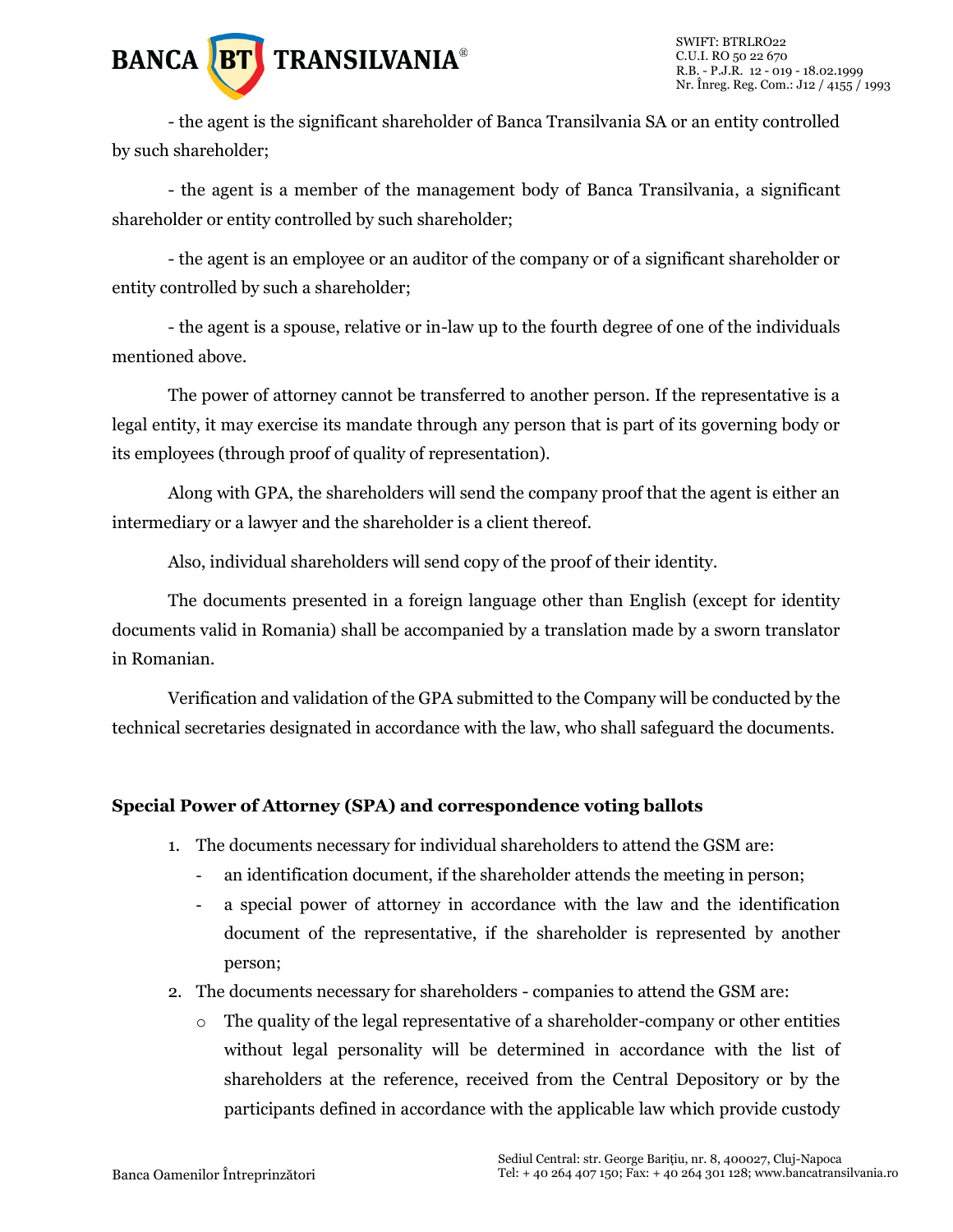- the agent is the significant shareholder of Banca Transilvania SA or an entity controlled by such shareholder;

- the agent is a member of the management body of Banca Transilvania, a significant shareholder or entity controlled by such shareholder;

- the agent is an employee or an auditor of the company or of a significant shareholder or entity controlled by such a shareholder;

- the agent is a spouse, relative or in-law up to the fourth degree of one of the individuals mentioned above.

The power of attorney cannot be transferred to another person. If the representative is a legal entity, it may exercise its mandate through any person that is part of its governing body or its employees (through proof of quality of representation).

Along with GPA, the shareholders will send the company proof that the agent is either an intermediary or a lawyer and the shareholder is a client thereof.

Also, individual shareholders will send copy of the proof of their identity.

The documents presented in a foreign language other than English (except for identity documents valid in Romania) shall be accompanied by a translation made by a sworn translator in Romanian.

Verification and validation of the GPA submitted to the Company will be conducted by the technical secretaries designated in accordance with the law, who shall safeguard the documents.

**Special Power of Attorney (SPA) and correspondence voting ballots**

1. The documents necessary for individual shareholders to attend the GSM are:
   - an identification document, if the shareholder attends the meeting in person;
   - a special power of attorney in accordance with the law and the identification document of the representative, if the shareholder is represented by another person;
2. The documents necessary for shareholders - companies to attend the GSM are:
   - The quality of the legal representative of a shareholder-company or other entities without legal personality will be determined in accordance with the list of shareholders at the reference, received from the Central Depository or by the participants defined in accordance with the applicable law which provide custody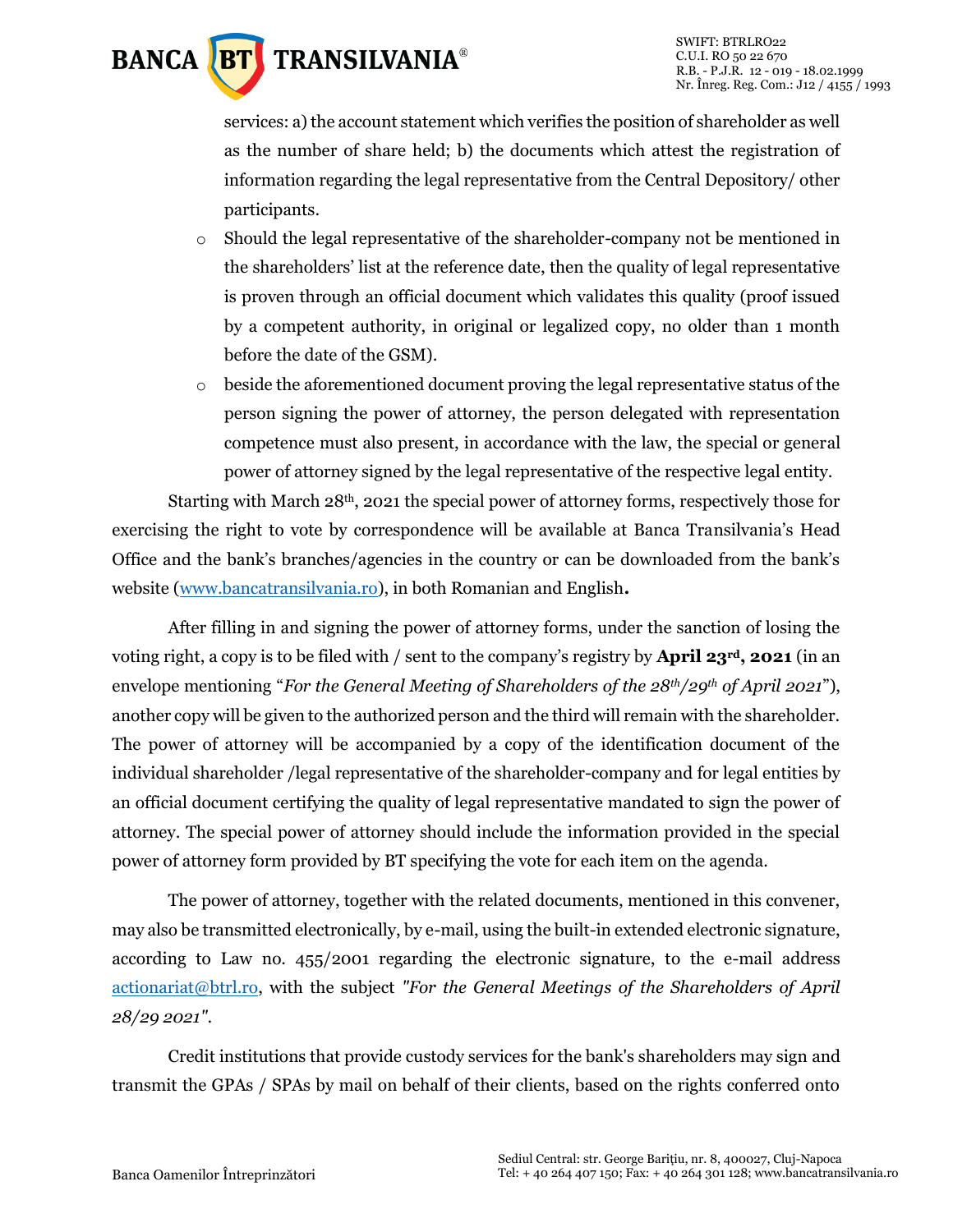services: a) the account statement which verifies the position of shareholder as well as the number of share held; b) the documents which attest the registration of information regarding the legal representative from the Central Depository/ other participants.

- Should the legal representative of the shareholder-company not be mentioned in the shareholders' list at the reference date, then the quality of legal representative is proven through an official document which validates this quality (proof issued by a competent authority, in original or legalized copy, no older than 1 month before the date of the GSM).
- beside the aforementioned document proving the legal representative status of the person signing the power of attorney, the person delegated with representation competence must also present, in accordance with the law, the special or general power of attorney signed by the legal representative of the respective legal entity.

Starting with March 28th, 2021 the special power of attorney forms, respectively those for exercising the right to vote by correspondence will be available at Banca Transilvania's Head Office and the bank's branches/agencies in the country or can be downloaded from the bank's website (www.bancatransilvania.ro), in both Romanian and English**.**

After filling in and signing the power of attorney forms, under the sanction of losing the voting right, a copy is to be filed with / sent to the company's registry by **April 23rd, 2021** (in an envelope mentioning "*For the General Meeting of Shareholders of the 28th/29th of April 2021*"), another copy will be given to the authorized person and the third will remain with the shareholder. The power of attorney will be accompanied by a copy of the identification document of the individual shareholder /legal representative of the shareholder-company and for legal entities by an official document certifying the quality of legal representative mandated to sign the power of attorney. The special power of attorney should include the information provided in the special power of attorney form provided by BT specifying the vote for each item on the agenda.

The power of attorney, together with the related documents, mentioned in this convener, may also be transmitted electronically, by e-mail, using the built-in extended electronic signature, according to Law no. 455/2001 regarding the electronic signature, to the e-mail address actionariat@btrl.ro, with the subject *"For the General Meetings of the Shareholders of April 28/29 2021"*.

Credit institutions that provide custody services for the bank's shareholders may sign and transmit the GPAs / SPAs by mail on behalf of their clients, based on the rights conferred onto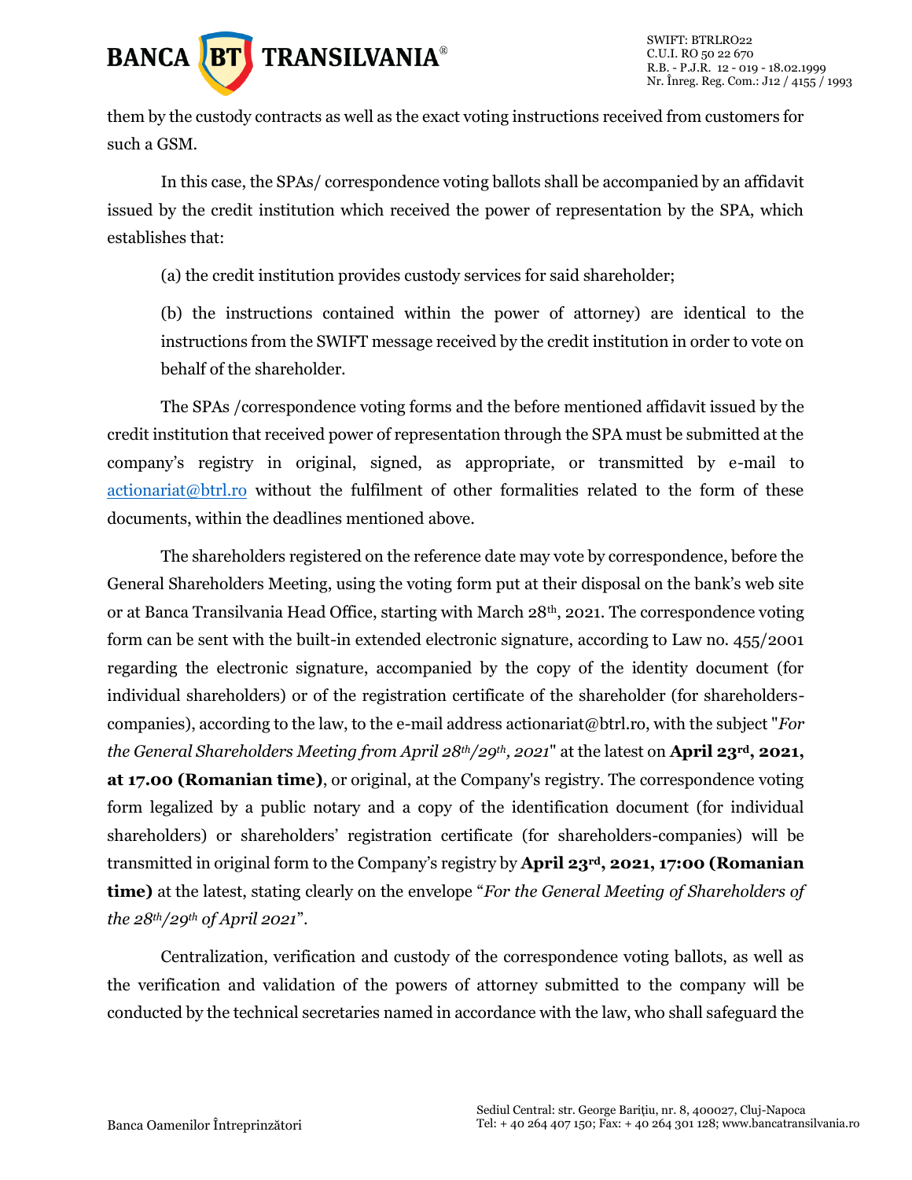them by the custody contracts as well as the exact voting instructions received from customers for such a GSM.

In this case, the SPAs/ correspondence voting ballots shall be accompanied by an affidavit issued by the credit institution which received the power of representation by the SPA, which establishes that:

(a) the credit institution provides custody services for said shareholder;

(b) the instructions contained within the power of attorney) are identical to the instructions from the SWIFT message received by the credit institution in order to vote on behalf of the shareholder.

The SPAs /correspondence voting forms and the before mentioned affidavit issued by the credit institution that received power of representation through the SPA must be submitted at the company's registry in original, signed, as appropriate, or transmitted by e-mail to actionariat@btrl.ro without the fulfilment of other formalities related to the form of these documents, within the deadlines mentioned above.

The shareholders registered on the reference date may vote by correspondence, before the General Shareholders Meeting, using the voting form put at their disposal on the bank's web site or at Banca Transilvania Head Office, starting with March 28th, 2021. The correspondence voting form can be sent with the built-in extended electronic signature, according to Law no. 455/2001 regarding the electronic signature, accompanied by the copy of the identity document (for individual shareholders) or of the registration certificate of the shareholder (for shareholders-companies), according to the law, to the e-mail address actionariat@btrl.ro, with the subject "*For the General Shareholders Meeting from April 28th/29th, 2021*" at the latest on **April 23rd, 2021, at 17.00 (Romanian time)**, or original, at the Company's registry. The correspondence voting form legalized by a public notary and a copy of the identification document (for individual shareholders) or shareholders' registration certificate (for shareholders-companies) will be transmitted in original form to the Company's registry by **April 23rd, 2021, 17:00 (Romanian time)** at the latest, stating clearly on the envelope "*For the General Meeting of Shareholders of the 28th/29th of April 2021*".

Centralization, verification and custody of the correspondence voting ballots, as well as the verification and validation of the powers of attorney submitted to the company will be conducted by the technical secretaries named in accordance with the law, who shall safeguard the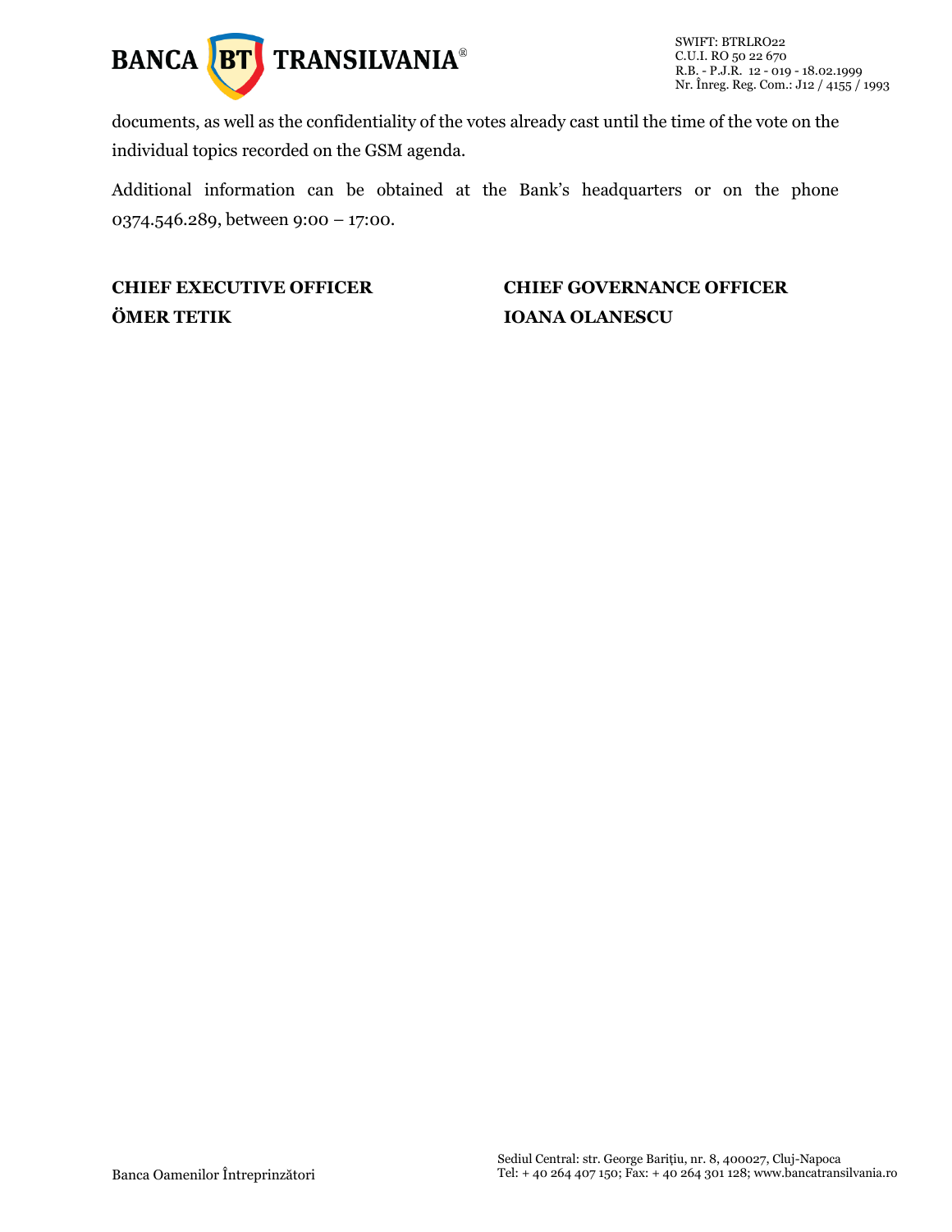documents, as well as the confidentiality of the votes already cast until the time of the vote on the individual topics recorded on the GSM agenda.

Additional information can be obtained at the Bank's headquarters or on the phone 0374.546.289, between 9:00 – 17:00.

**CHIEF EXECUTIVE OFFICER**
**ÖMER TETIK**

**CHIEF GOVERNANCE OFFICER**
**IOANA OLANESCU**